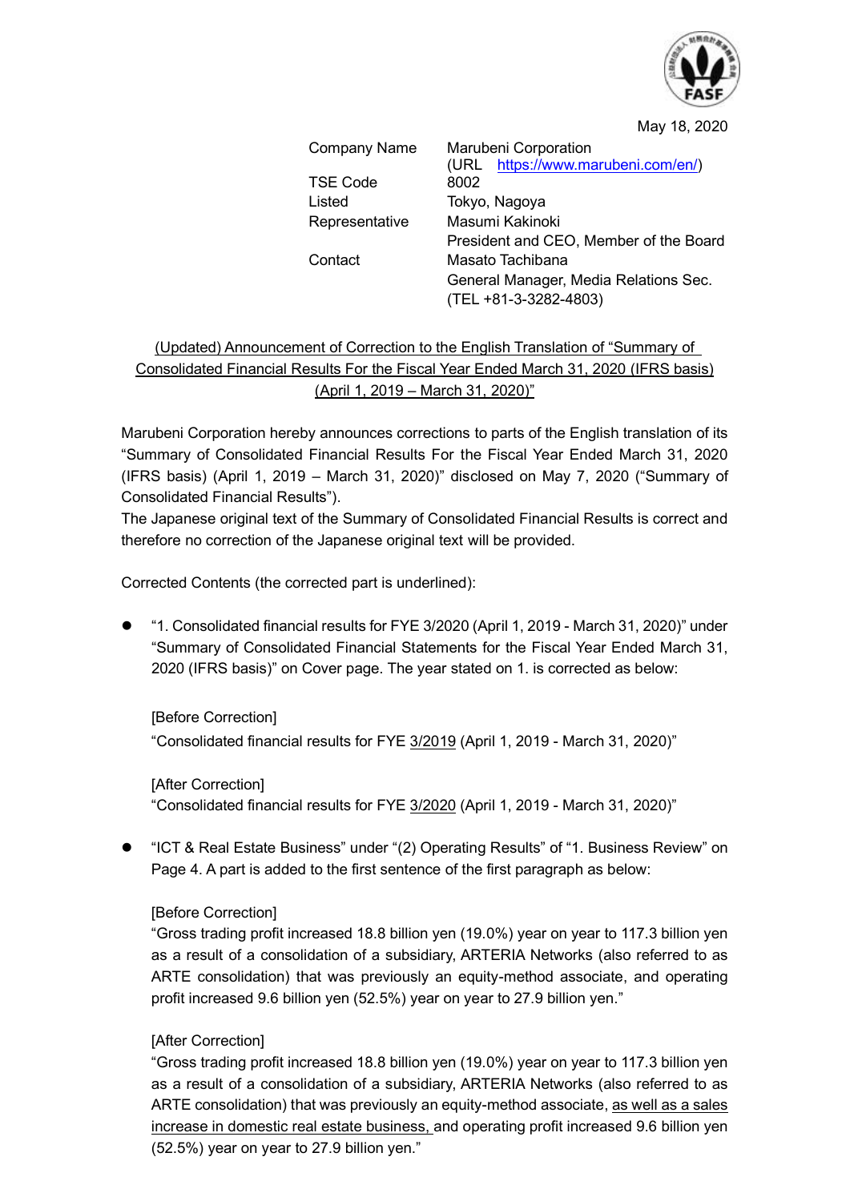May 18, 2020

| | |
|---|---|
| Company Name | Marubeni Corporation (URL https://www.marubeni.com/en/) |
| TSE Code | 8002 |
| Listed | Tokyo, Nagoya |
| Representative | Masumi Kakinoki<br>President and CEO, Member of the Board |
| Contact | Masato Tachibana<br>General Manager, Media Relations Sec.<br>(TEL +81-3-3282-4803) |

<u>(Updated) Announcement of Correction to the English Translation of "Summary of Consolidated Financial Results For the Fiscal Year Ended March 31, 2020 (IFRS basis) (April 1, 2019 – March 31, 2020)"</u>

Marubeni Corporation hereby announces corrections to parts of the English translation of its "Summary of Consolidated Financial Results For the Fiscal Year Ended March 31, 2020 (IFRS basis) (April 1, 2019 – March 31, 2020)" disclosed on May 7, 2020 ("Summary of Consolidated Financial Results").
The Japanese original text of the Summary of Consolidated Financial Results is correct and therefore no correction of the Japanese original text will be provided.

Corrected Contents (the corrected part is underlined):

- "1. Consolidated financial results for FYE 3/2020 (April 1, 2019 - March 31, 2020)" under "Summary of Consolidated Financial Statements for the Fiscal Year Ended March 31, 2020 (IFRS basis)" on Cover page. The year stated on 1. is corrected as below:

  [Before Correction]
  "Consolidated financial results for FYE <u>3/2019</u> (April 1, 2019 - March 31, 2020)"

  [After Correction]
  "Consolidated financial results for FYE <u>3/2020</u> (April 1, 2019 - March 31, 2020)"

- "ICT & Real Estate Business" under "(2) Operating Results" of "1. Business Review" on Page 4. A part is added to the first sentence of the first paragraph as below:

  [Before Correction]
  "Gross trading profit increased 18.8 billion yen (19.0%) year on year to 117.3 billion yen as a result of a consolidation of a subsidiary, ARTERIA Networks (also referred to as ARTE consolidation) that was previously an equity-method associate, and operating profit increased 9.6 billion yen (52.5%) year on year to 27.9 billion yen."

  [After Correction]
  "Gross trading profit increased 18.8 billion yen (19.0%) year on year to 117.3 billion yen as a result of a consolidation of a subsidiary, ARTERIA Networks (also referred to as ARTE consolidation) that was previously an equity-method associate, <u>as well as a sales increase in domestic real estate business,</u> and operating profit increased 9.6 billion yen (52.5%) year on year to 27.9 billion yen."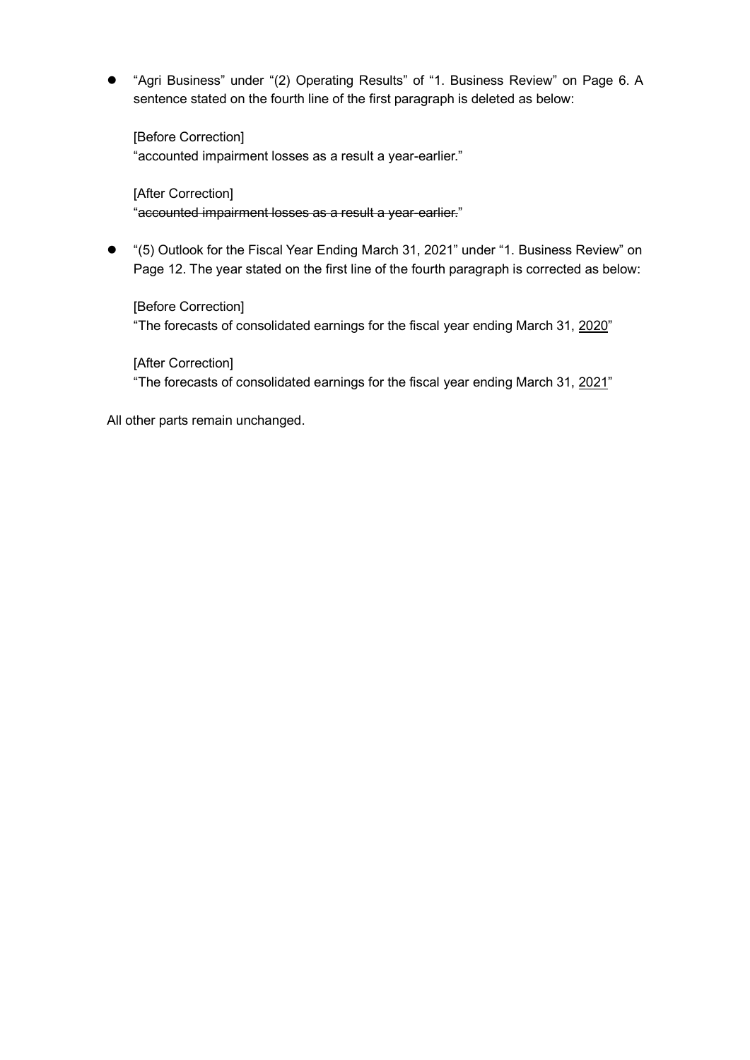- "Agri Business" under "(2) Operating Results" of "1. Business Review" on Page 6. A sentence stated on the fourth line of the first paragraph is deleted as below:

  [Before Correction]
  "accounted impairment losses as a result a year-earlier."

  [After Correction]
  "~~accounted impairment losses as a result a year-earlier.~~"

- "(5) Outlook for the Fiscal Year Ending March 31, 2021" under "1. Business Review" on Page 12. The year stated on the first line of the fourth paragraph is corrected as below:

  [Before Correction]
  "The forecasts of consolidated earnings for the fiscal year ending March 31, <u>2020</u>"

  [After Correction]
  "The forecasts of consolidated earnings for the fiscal year ending March 31, <u>2021</u>"

All other parts remain unchanged.